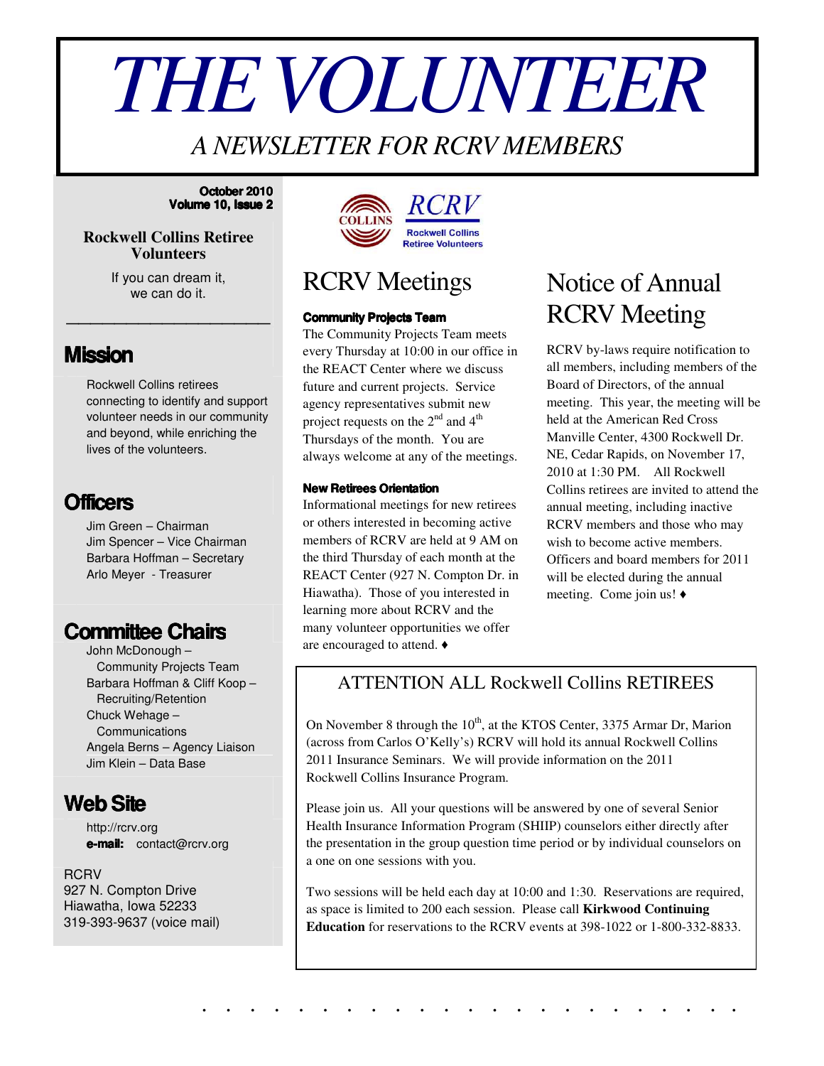# THE VOLUNTEER

*A NEWSLETTER FOR RCRV MEMBERS*

**October 2010**
**Volume 10, Issue 2**

**Rockwell Collins Retiree Volunteers**

If you can dream it,
we can do it.

## Mission

Rockwell Collins retirees connecting to identify and support volunteer needs in our community and beyond, while enriching the lives of the volunteers.

## Officers

Jim Green – Chairman
Jim Spencer – Vice Chairman
Barbara Hoffman – Secretary
Arlo Meyer - Treasurer

## Committee Chairs

John McDonough – Community Projects Team
Barbara Hoffman & Cliff Koop – Recruiting/Retention
Chuck Wehage – Communications
Angela Berns – Agency Liaison
Jim Klein – Data Base

## Web Site

http://rcrv.org
**e-mail:** contact@rcrv.org

RCRV
927 N. Compton Drive
Hiawatha, Iowa 52233
319-393-9637 (voice mail)

COLLINS RCRV Rockwell Collins Retiree Volunteers

## RCRV Meetings

**Community Projects Team**

The Community Projects Team meets every Thursday at 10:00 in our office in the REACT Center where we discuss future and current projects. Service agency representatives submit new project requests on the 2nd and 4th Thursdays of the month. You are always welcome at any of the meetings.

**New Retirees Orientation**

Informational meetings for new retirees or others interested in becoming active members of RCRV are held at 9 AM on the third Thursday of each month at the REACT Center (927 N. Compton Dr. in Hiawatha). Those of you interested in learning more about RCRV and the many volunteer opportunities we offer are encouraged to attend. ♦

## Notice of Annual RCRV Meeting

RCRV by-laws require notification to all members, including members of the Board of Directors, of the annual meeting. This year, the meeting will be held at the American Red Cross Manville Center, 4300 Rockwell Dr. NE, Cedar Rapids, on November 17, 2010 at 1:30 PM. All Rockwell Collins retirees are invited to attend the annual meeting, including inactive RCRV members and those who may wish to become active members. Officers and board members for 2011 will be elected during the annual meeting. Come join us! ♦

## ATTENTION ALL Rockwell Collins RETIREES

On November 8 through the 10th, at the KTOS Center, 3375 Armar Dr, Marion (across from Carlos O'Kelly's) RCRV will hold its annual Rockwell Collins 2011 Insurance Seminars. We will provide information on the 2011 Rockwell Collins Insurance Program.

Please join us. All your questions will be answered by one of several Senior Health Insurance Information Program (SHIIP) counselors either directly after the presentation in the group question time period or by individual counselors on a one on one sessions with you.

Two sessions will be held each day at 10:00 and 1:30. Reservations are required, as space is limited to 200 each session. Please call **Kirkwood Continuing Education** for reservations to the RCRV events at 398-1022 or 1-800-332-8833.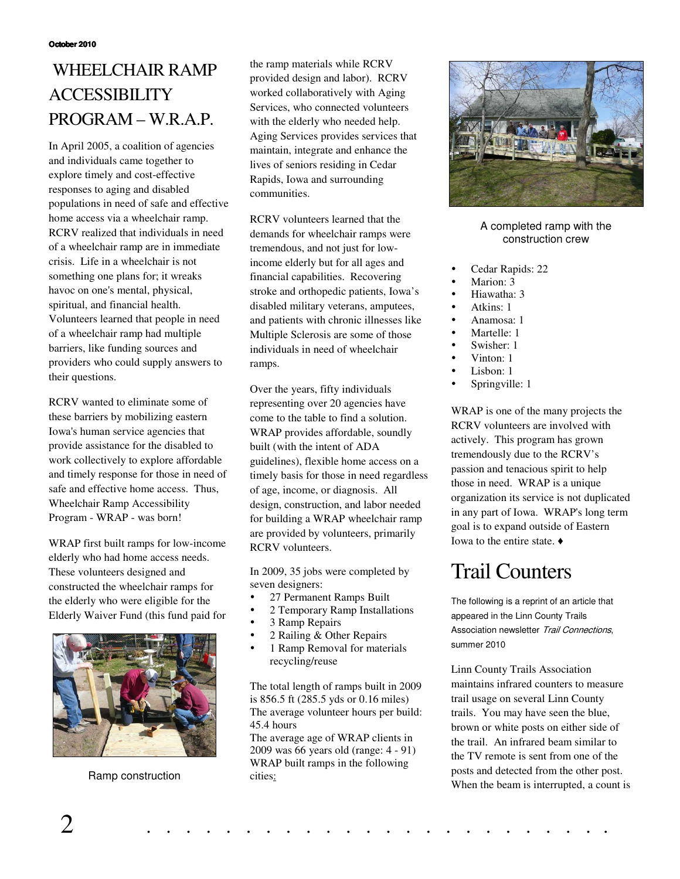# WHEELCHAIR RAMP ACCESSIBILITY PROGRAM – W.R.A.P.

In April 2005, a coalition of agencies and individuals came together to explore timely and cost-effective responses to aging and disabled populations in need of safe and effective home access via a wheelchair ramp. RCRV realized that individuals in need of a wheelchair ramp are in immediate crisis. Life in a wheelchair is not something one plans for; it wreaks havoc on one's mental, physical, spiritual, and financial health. Volunteers learned that people in need of a wheelchair ramp had multiple barriers, like funding sources and providers who could supply answers to their questions.

RCRV wanted to eliminate some of these barriers by mobilizing eastern Iowa's human service agencies that provide assistance for the disabled to work collectively to explore affordable and timely response for those in need of safe and effective home access. Thus, Wheelchair Ramp Accessibility Program - WRAP - was born!

WRAP first built ramps for low-income elderly who had home access needs. These volunteers designed and constructed the wheelchair ramps for the elderly who were eligible for the Elderly Waiver Fund (this fund paid for the ramp materials while RCRV provided design and labor). RCRV worked collaboratively with Aging Services, who connected volunteers with the elderly who needed help. Aging Services provides services that maintain, integrate and enhance the lives of seniors residing in Cedar Rapids, Iowa and surrounding communities.

Ramp construction

RCRV volunteers learned that the demands for wheelchair ramps were tremendous, and not just for low-income elderly but for all ages and financial capabilities. Recovering stroke and orthopedic patients, Iowa's disabled military veterans, amputees, and patients with chronic illnesses like Multiple Sclerosis are some of those individuals in need of wheelchair ramps.

Over the years, fifty individuals representing over 20 agencies have come to the table to find a solution. WRAP provides affordable, soundly built (with the intent of ADA guidelines), flexible home access on a timely basis for those in need regardless of age, income, or diagnosis. All design, construction, and labor needed for building a WRAP wheelchair ramp are provided by volunteers, primarily RCRV volunteers.

In 2009, 35 jobs were completed by seven designers:

- 27 Permanent Ramps Built
- 2 Temporary Ramp Installations
- 3 Ramp Repairs
- 2 Railing & Other Repairs
- 1 Ramp Removal for materials recycling/reuse

The total length of ramps built in 2009 is 856.5 ft (285.5 yds or 0.16 miles)
The average volunteer hours per build: 45.4 hours
The average age of WRAP clients in 2009 was 66 years old (range: 4 - 91)
WRAP built ramps in the following cities:

A completed ramp with the construction crew

- Cedar Rapids: 22
- Marion: 3
- Hiawatha: 3
- Atkins: 1
- Anamosa: 1
- Martelle: 1
- Swisher: 1
- Vinton: 1
- Lisbon: 1
- Springville: 1

WRAP is one of the many projects the RCRV volunteers are involved with actively. This program has grown tremendously due to the RCRV's passion and tenacious spirit to help those in need. WRAP is a unique organization its service is not duplicated in any part of Iowa. WRAP's long term goal is to expand outside of Eastern Iowa to the entire state. ♦

# Trail Counters

The following is a reprint of an article that appeared in the Linn County Trails Association newsletter *Trail Connections*, summer 2010

Linn County Trails Association maintains infrared counters to measure trail usage on several Linn County trails. You may have seen the blue, brown or white posts on either side of the trail. An infrared beam similar to the TV remote is sent from one of the posts and detected from the other post. When the beam is interrupted, a count is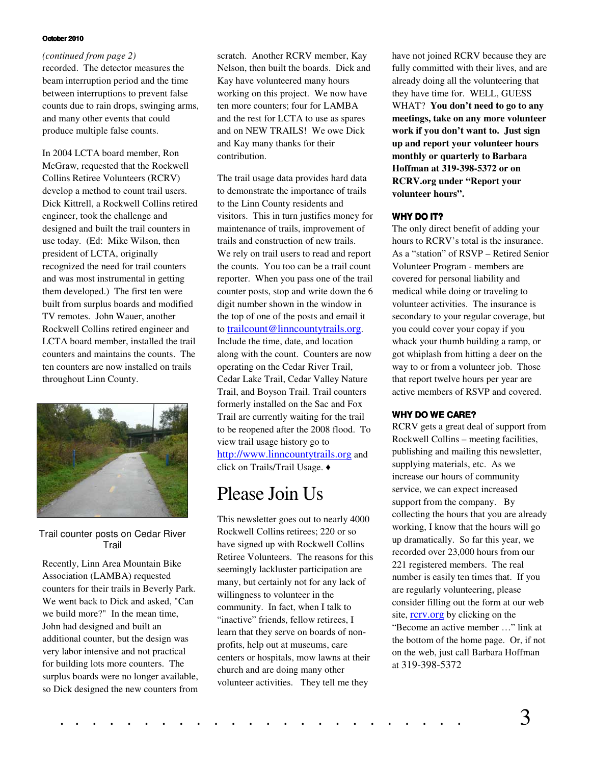*(continued from page 2)*
recorded. The detector measures the beam interruption period and the time between interruptions to prevent false counts due to rain drops, swinging arms, and many other events that could produce multiple false counts.

In 2004 LCTA board member, Ron McGraw, requested that the Rockwell Collins Retiree Volunteers (RCRV) develop a method to count trail users. Dick Kittrell, a Rockwell Collins retired engineer, took the challenge and designed and built the trail counters in use today. (Ed: Mike Wilson, then president of LCTA, originally recognized the need for trail counters and was most instrumental in getting them developed.) The first ten were built from surplus boards and modified TV remotes. John Wauer, another Rockwell Collins retired engineer and LCTA board member, installed the trail counters and maintains the counts. The ten counters are now installed on trails throughout Linn County.

Trail counter posts on Cedar River Trail

Recently, Linn Area Mountain Bike Association (LAMBA) requested counters for their trails in Beverly Park. We went back to Dick and asked, "Can we build more?" In the mean time, John had designed and built an additional counter, but the design was very labor intensive and not practical for building lots more counters. The surplus boards were no longer available, so Dick designed the new counters from scratch. Another RCRV member, Kay Nelson, then built the boards. Dick and Kay have volunteered many hours working on this project. We now have ten more counters; four for LAMBA and the rest for LCTA to use as spares and on NEW TRAILS! We owe Dick and Kay many thanks for their contribution.

The trail usage data provides hard data to demonstrate the importance of trails to the Linn County residents and visitors. This in turn justifies money for maintenance of trails, improvement of trails and construction of new trails. We rely on trail users to read and report the counts. You too can be a trail count reporter. When you pass one of the trail counter posts, stop and write down the 6 digit number shown in the window in the top of one of the posts and email it to trailcount@linncountytrails.org. Include the time, date, and location along with the count. Counters are now operating on the Cedar River Trail, Cedar Lake Trail, Cedar Valley Nature Trail, and Boyson Trail. Trail counters formerly installed on the Sac and Fox Trail are currently waiting for the trail to be reopened after the 2008 flood. To view trail usage history go to http://www.linncountytrails.org and click on Trails/Trail Usage. ♦

# Please Join Us

This newsletter goes out to nearly 4000 Rockwell Collins retirees; 220 or so have signed up with Rockwell Collins Retiree Volunteers. The reasons for this seemingly lackluster participation are many, but certainly not for any lack of willingness to volunteer in the community. In fact, when I talk to "inactive" friends, fellow retirees, I learn that they serve on boards of non-profits, help out at museums, care centers or hospitals, mow lawns at their church and are doing many other volunteer activities. They tell me they have not joined RCRV because they are fully committed with their lives, and are already doing all the volunteering that they have time for. WELL, GUESS WHAT? **You don't need to go to any meetings, take on any more volunteer work if you don't want to. Just sign up and report your volunteer hours monthly or quarterly to Barbara Hoffman at 319-398-5372 or on RCRV.org under "Report your volunteer hours".**

### WHY DO IT?

The only direct benefit of adding your hours to RCRV's total is the insurance. As a "station" of RSVP – Retired Senior Volunteer Program - members are covered for personal liability and medical while doing or traveling to volunteer activities. The insurance is secondary to your regular coverage, but you could cover your copay if you whack your thumb building a ramp, or got whiplash from hitting a deer on the way to or from a volunteer job. Those that report twelve hours per year are active members of RSVP and covered.

### WHY DO WE CARE?

RCRV gets a great deal of support from Rockwell Collins – meeting facilities, publishing and mailing this newsletter, supplying materials, etc. As we increase our hours of community service, we can expect increased support from the company. By collecting the hours that you are already working, I know that the hours will go up dramatically. So far this year, we recorded over 23,000 hours from our 221 registered members. The real number is easily ten times that. If you are regularly volunteering, please consider filling out the form at our web site, rcrv.org by clicking on the "Become an active member …" link at the bottom of the home page. Or, if not on the web, just call Barbara Hoffman at 319-398-5372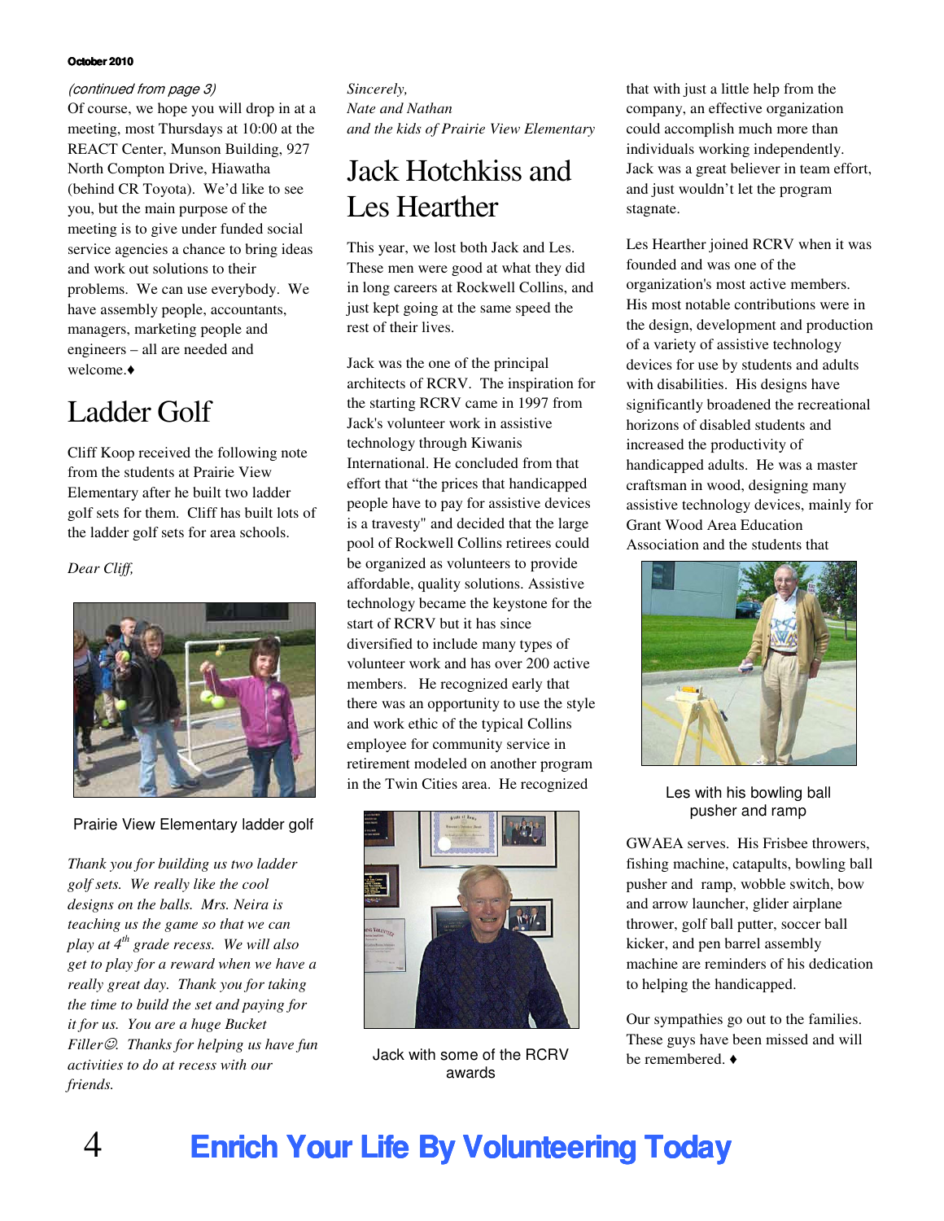*(continued from page 3)*

Of course, we hope you will drop in at a meeting, most Thursdays at 10:00 at the REACT Center, Munson Building, 927 North Compton Drive, Hiawatha (behind CR Toyota). We'd like to see you, but the main purpose of the meeting is to give under funded social service agencies a chance to bring ideas and work out solutions to their problems. We can use everybody. We have assembly people, accountants, managers, marketing people and engineers – all are needed and welcome.♦

# Ladder Golf

Cliff Koop received the following note from the students at Prairie View Elementary after he built two ladder golf sets for them. Cliff has built lots of the ladder golf sets for area schools.

*Dear Cliff,*

Prairie View Elementary ladder golf

*Thank you for building us two ladder golf sets. We really like the cool designs on the balls. Mrs. Neira is teaching us the game so that we can play at 4th grade recess. We will also get to play for a reward when we have a really great day. Thank you for taking the time to build the set and paying for it for us. You are a huge Bucket Filler☺. Thanks for helping us have fun activities to do at recess with our friends.*

*Sincerely,*
*Nate and Nathan*
*and the kids of Prairie View Elementary*

# Jack Hotchkiss and Les Hearther

This year, we lost both Jack and Les. These men were good at what they did in long careers at Rockwell Collins, and just kept going at the same speed the rest of their lives.

Jack was the one of the principal architects of RCRV. The inspiration for the starting RCRV came in 1997 from Jack's volunteer work in assistive technology through Kiwanis International. He concluded from that effort that "the prices that handicapped people have to pay for assistive devices is a travesty" and decided that the large pool of Rockwell Collins retirees could be organized as volunteers to provide affordable, quality solutions. Assistive technology became the keystone for the start of RCRV but it has since diversified to include many types of volunteer work and has over 200 active members. He recognized early that there was an opportunity to use the style and work ethic of the typical Collins employee for community service in retirement modeled on another program in the Twin Cities area. He recognized that with just a little help from the company, an effective organization could accomplish much more than individuals working independently. Jack was a great believer in team effort, and just wouldn't let the program stagnate.

Jack with some of the RCRV awards

Les Hearther joined RCRV when it was founded and was one of the organization's most active members. His most notable contributions were in the design, development and production of a variety of assistive technology devices for use by students and adults with disabilities. His designs have significantly broadened the recreational horizons of disabled students and increased the productivity of handicapped adults. He was a master craftsman in wood, designing many assistive technology devices, mainly for Grant Wood Area Education Association and the students that GWAEA serves. His Frisbee throwers, fishing machine, catapults, bowling ball pusher and ramp, wobble switch, bow and arrow launcher, glider airplane thrower, golf ball putter, soccer ball kicker, and pen barrel assembly machine are reminders of his dedication to helping the handicapped.

Les with his bowling ball pusher and ramp

Our sympathies go out to the families. These guys have been missed and will be remembered. ♦

**Enrich Your Life By Volunteering Today**